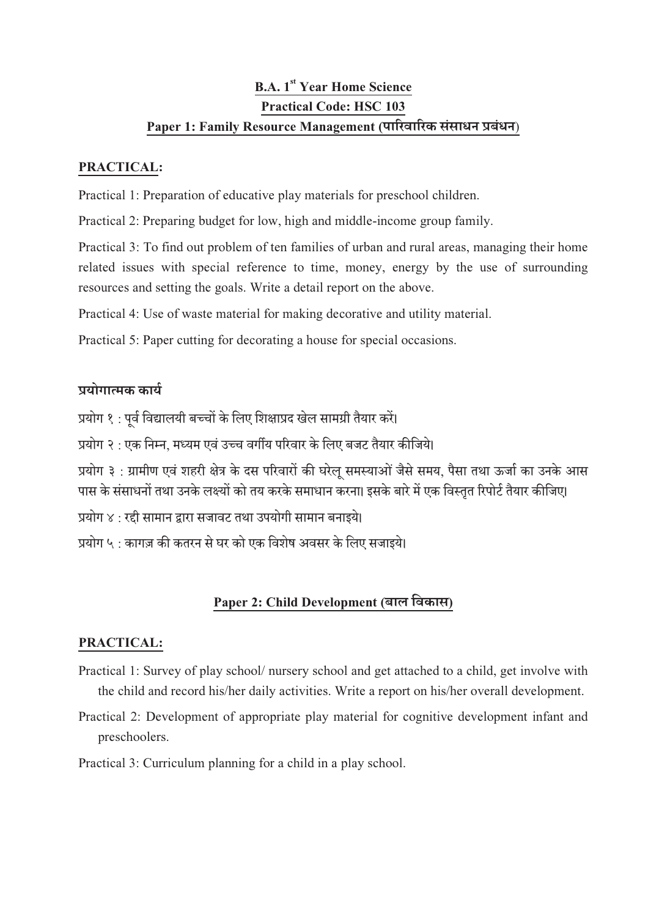# B.A. 1st Year Home Science

## Practical Code: HSC 103

## Paper 1: Family Resource Management (पारिवारिक संसाधन प्रबंधन)

**PRACTICAL:**

Practical 1: Preparation of educative play materials for preschool children.

Practical 2: Preparing budget for low, high and middle-income group family.

Practical 3: To find out problem of ten families of urban and rural areas, managing their home related issues with special reference to time, money, energy by the use of surrounding resources and setting the goals. Write a detail report on the above.

Practical 4: Use of waste material for making decorative and utility material.

Practical 5: Paper cutting for decorating a house for special occasions.

**प्रयोगात्मक कार्य**

प्रयोग १ : पूर्व विद्यालयी बच्चों के लिए शिक्षाप्रद खेल सामग्री तैयार करें।

प्रयोग २ : एक निम्न, मध्यम एवं उच्च वर्गीय परिवार के लिए बजट तैयार कीजिये।

प्रयोग ३ : ग्रामीण एवं शहरी क्षेत्र के दस परिवारों की घरेलू समस्याओं जैसे समय, पैसा तथा ऊर्जा का उनके आस पास के संसाधनों तथा उनके लक्ष्यों को तय करके समाधान करना। इसके बारे में एक विस्तृत रिपोर्ट तैयार कीजिए।

प्रयोग ४ : रद्दी सामान द्वारा सजावट तथा उपयोगी सामान बनाइये।

प्रयोग ५ : कागज़ की कतरन से घर को एक विशेष अवसर के लिए सजाइये।

## Paper 2: Child Development (बाल विकास)

**PRACTICAL:**

Practical 1: Survey of play school/ nursery school and get attached to a child, get involve with the child and record his/her daily activities. Write a report on his/her overall development.

Practical 2: Development of appropriate play material for cognitive development infant and preschoolers.

Practical 3: Curriculum planning for a child in a play school.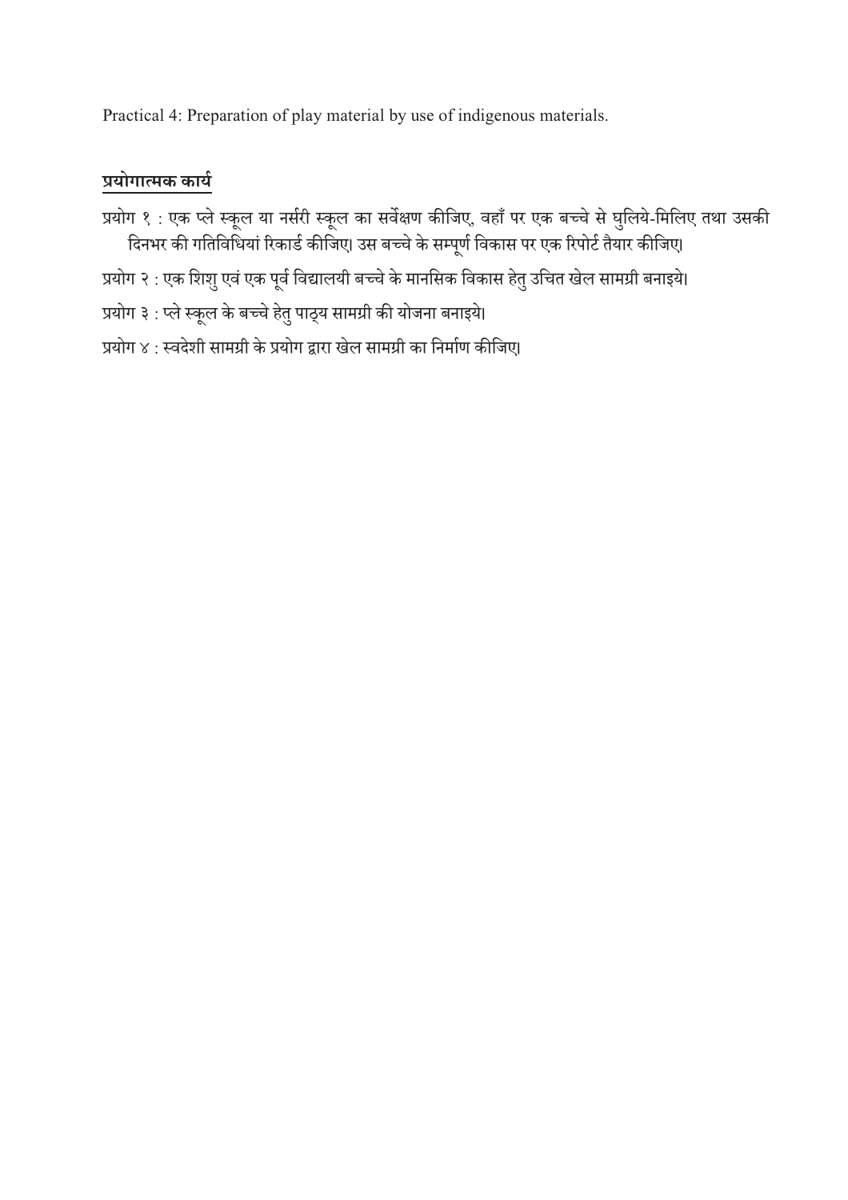Practical 4: Preparation of play material by use of indigenous materials.

## प्रयोगात्मक कार्य

प्रयोग १ : एक प्ले स्कूल या नर्सरी स्कूल का सर्वेक्षण कीजिए, वहाँ पर एक बच्चे से घुलिये-मिलिए तथा उसकी दिनभर की गतिविधियां रिकार्ड कीजिए। उस बच्चे के सम्पूर्ण विकास पर एक रिपोर्ट तैयार कीजिए।

प्रयोग २ : एक शिशु एवं एक पूर्व विद्यालयी बच्चे के मानसिक विकास हेतु उचित खेल सामग्री बनाइये।

प्रयोग ३ : प्ले स्कूल के बच्चे हेतु पाठ्य सामग्री की योजना बनाइये।

प्रयोग ४ : स्वदेशी सामग्री के प्रयोग द्वारा खेल सामग्री का निर्माण कीजिए।